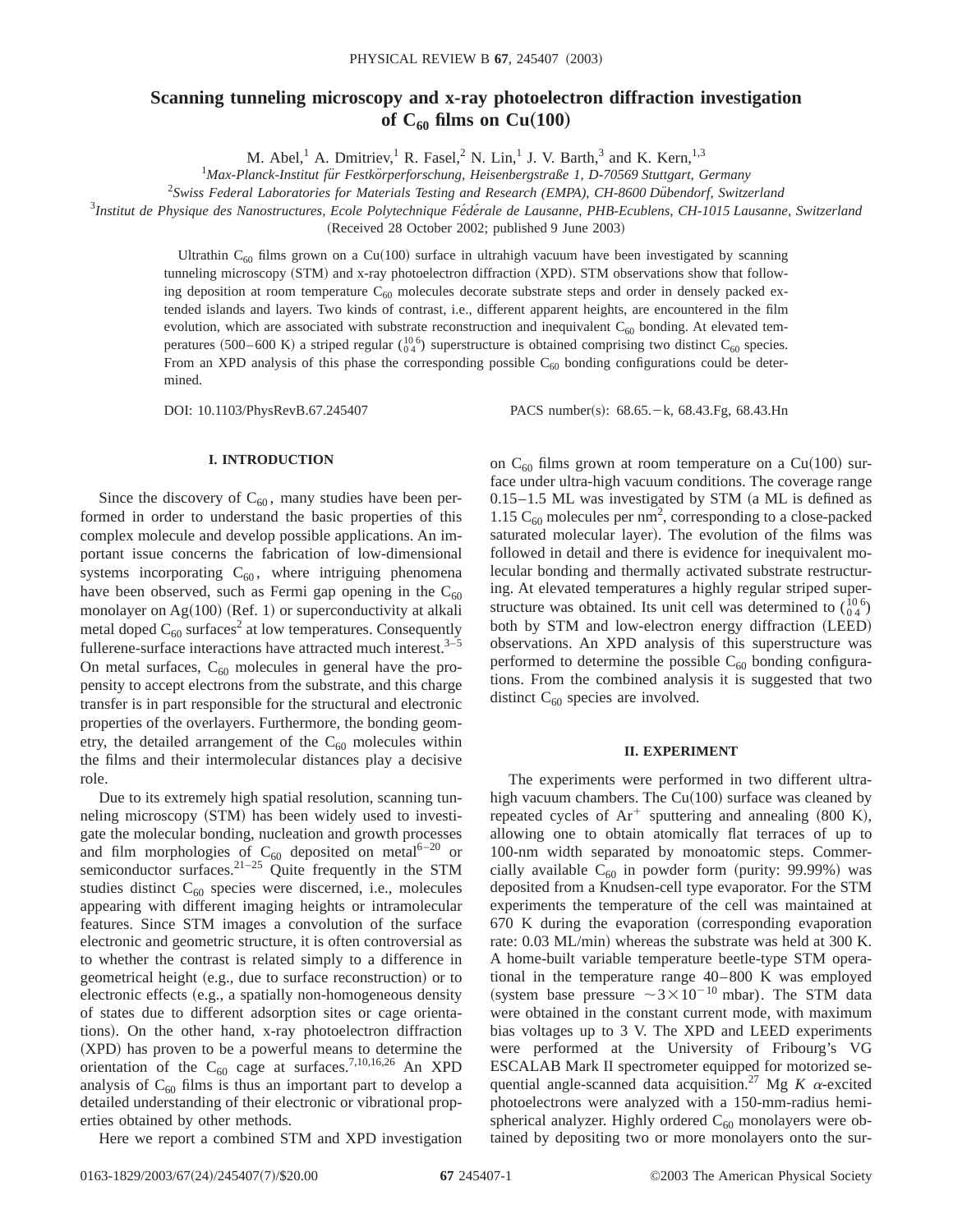# Scanning tunneling microscopy and x-ray photoelectron diffraction investigation of $C_{60}$ films on Cu(100)

M. Abel,[1] A. Dmitriev,[1] R. Fasel,[2] N. Lin,[1] J. V. Barth,[3] and K. Kern,[1,3]

[1]*Max-Planck-Institut für Festkörperforschung, Heisenbergstraße 1, D-70569 Stuttgart, Germany*

[2]*Swiss Federal Laboratories for Materials Testing and Research (EMPA), CH-8600 Dübendorf, Switzerland*

[3]*Institut de Physique des Nanostructures, Ecole Polytechnique Fédérale de Lausanne, PHB-Ecublens, CH-1015 Lausanne, Switzerland*

(Received 28 October 2002; published 9 June 2003)

Ultrathin $C_{60}$ films grown on a Cu(100) surface in ultrahigh vacuum have been investigated by scanning tunneling microscopy (STM) and x-ray photoelectron diffraction (XPD). STM observations show that following deposition at room temperature $C_{60}$ molecules decorate substrate steps and order in densely packed extended islands and layers. Two kinds of contrast, i.e., different apparent heights, are encountered in the film evolution, which are associated with substrate reconstruction and inequivalent $C_{60}$ bonding. At elevated temperatures (500–600 K) a striped regular $\binom{10\;6}{0\;4}$ superstructure is obtained comprising two distinct $C_{60}$ species. From an XPD analysis of this phase the corresponding possible $C_{60}$ bonding configurations could be determined.

DOI: 10.1103/PhysRevB.67.245407 PACS number(s): 68.65.−k, 68.43.Fg, 68.43.Hn

## I. INTRODUCTION

Since the discovery of $C_{60}$, many studies have been performed in order to understand the basic properties of this complex molecule and develop possible applications. An important issue concerns the fabrication of low-dimensional systems incorporating $C_{60}$, where intriguing phenomena have been observed, such as Fermi gap opening in the $C_{60}$ monolayer on Ag(100) (Ref. 1) or superconductivity at alkali metal doped $C_{60}$ surfaces[2] at low temperatures. Consequently fullerene-surface interactions have attracted much interest.[3–5] On metal surfaces, $C_{60}$ molecules in general have the propensity to accept electrons from the substrate, and this charge transfer is in part responsible for the structural and electronic properties of the overlayers. Furthermore, the bonding geometry, the detailed arrangement of the $C_{60}$ molecules within the films and their intermolecular distances play a decisive role.

Due to its extremely high spatial resolution, scanning tunneling microscopy (STM) has been widely used to investigate the molecular bonding, nucleation and growth processes and film morphologies of $C_{60}$ deposited on metal[6–20] or semiconductor surfaces.[21–25] Quite frequently in the STM studies distinct $C_{60}$ species were discerned, i.e., molecules appearing with different imaging heights or intramolecular features. Since STM images a convolution of the surface electronic and geometric structure, it is often controversial as to whether the contrast is related simply to a difference in geometrical height (e.g., due to surface reconstruction) or to electronic effects (e.g., a spatially non-homogeneous density of states due to different adsorption sites or cage orientations). On the other hand, x-ray photoelectron diffraction (XPD) has proven to be a powerful means to determine the orientation of the $C_{60}$ cage at surfaces.[7,10,16,26] An XPD analysis of $C_{60}$ films is thus an important part to develop a detailed understanding of their electronic or vibrational properties obtained by other methods.

Here we report a combined STM and XPD investigation on $C_{60}$ films grown at room temperature on a Cu(100) surface under ultra-high vacuum conditions. The coverage range 0.15–1.5 ML was investigated by STM (a ML is defined as 1.15 $C_{60}$ molecules per $nm^2$, corresponding to a close-packed saturated molecular layer). The evolution of the films was followed in detail and there is evidence for inequivalent molecular bonding and thermally activated substrate restructuring. At elevated temperatures a highly regular striped superstructure was obtained. Its unit cell was determined to $\binom{10\;6}{0\;4}$ both by STM and low-electron energy diffraction (LEED) observations. An XPD analysis of this superstructure was performed to determine the possible $C_{60}$ bonding configurations. From the combined analysis it is suggested that two distinct $C_{60}$ species are involved.

## II. EXPERIMENT

The experiments were performed in two different ultrahigh vacuum chambers. The Cu(100) surface was cleaned by repeated cycles of $Ar^+$ sputtering and annealing (800 K), allowing one to obtain atomically flat terraces of up to 100-nm width separated by monoatomic steps. Commercially available $C_{60}$ in powder form (purity: 99.99%) was deposited from a Knudsen-cell type evaporator. For the STM experiments the temperature of the cell was maintained at 670 K during the evaporation (corresponding evaporation rate: 0.03 ML/min) whereas the substrate was held at 300 K. A home-built variable temperature beetle-type STM operational in the temperature range 40–800 K was employed (system base pressure $\sim 3\times10^{-10}$ mbar). The STM data were obtained in the constant current mode, with maximum bias voltages up to 3 V. The XPD and LEED experiments were performed at the University of Fribourg's VG ESCALAB Mark II spectrometer equipped for motorized sequential angle-scanned data acquisition.[27] Mg $K\,\alpha$-excited photoelectrons were analyzed with a 150-mm-radius hemispherical analyzer. Highly ordered $C_{60}$ monolayers were obtained by depositing two or more monolayers onto the sur-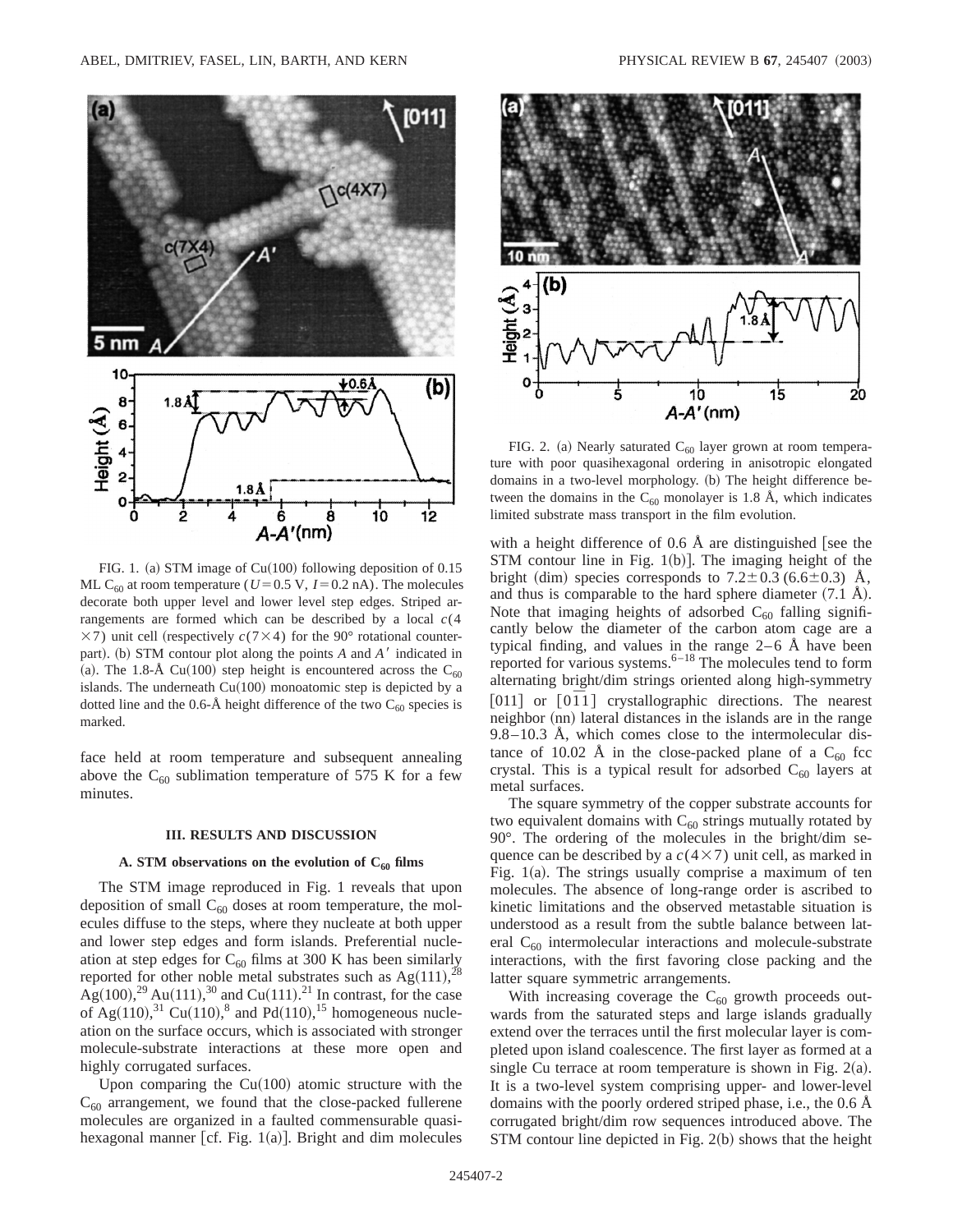FIG. 1. (a) STM image of Cu(100) following deposition of 0.15 ML $C_{60}$ at room temperature ($U=0.5$ V, $I=0.2$ nA). The molecules decorate both upper level and lower level step edges. Striped arrangements are formed which can be described by a local $c(4\times7)$ unit cell (respectively $c(7\times4)$ for the 90° rotational counterpart). (b) STM contour plot along the points $A$ and $A'$ indicated in (a). The 1.8-Å Cu(100) step height is encountered across the $C_{60}$ islands. The underneath Cu(100) monoatomic step is depicted by a dotted line and the 0.6-Å height difference of the two $C_{60}$ species is marked.

face held at room temperature and subsequent annealing above the $C_{60}$ sublimation temperature of 575 K for a few minutes.

## III. RESULTS AND DISCUSSION

### A. STM observations on the evolution of $C_{60}$ films

The STM image reproduced in Fig. 1 reveals that upon deposition of small $C_{60}$ doses at room temperature, the molecules diffuse to the steps, where they nucleate at both upper and lower step edges and form islands. Preferential nucleation at step edges for $C_{60}$ films at 300 K has been similarly reported for other noble metal substrates such as Ag(111),[28] Ag(100),[29] Au(111),[30] and Cu(111).[21] In contrast, for the case of Ag(110),[31] Cu(110),[8] and Pd(110),[15] homogeneous nucleation on the surface occurs, which is associated with stronger molecule-substrate interactions at these more open and highly corrugated surfaces.

Upon comparing the Cu(100) atomic structure with the $C_{60}$ arrangement, we found that the close-packed fullerene molecules are organized in a faulted commensurable quasi-hexagonal manner [cf. Fig. 1(a)]. Bright and dim molecules with a height difference of 0.6 Å are distinguished [see the STM contour line in Fig. 1(b)]. The imaging height of the bright (dim) species corresponds to $7.2\pm0.3$ ($6.6\pm0.3$) Å, and thus is comparable to the hard sphere diameter (7.1 Å). Note that imaging heights of adsorbed $C_{60}$ falling significantly below the diameter of the carbon atom cage are a typical finding, and values in the range 2–6 Å have been reported for various systems.[6–18] The molecules tend to form alternating bright/dim strings oriented along high-symmetry $[011]$ or $[0\bar{1}1]$ crystallographic directions. The nearest neighbor (nn) lateral distances in the islands are in the range 9.8–10.3 Å, which comes close to the intermolecular distance of 10.02 Å in the close-packed plane of a $C_{60}$ fcc crystal. This is a typical result for adsorbed $C_{60}$ layers at metal surfaces.

The square symmetry of the copper substrate accounts for two equivalent domains with $C_{60}$ strings mutually rotated by 90°. The ordering of the molecules in the bright/dim sequence can be described by a $c(4\times7)$ unit cell, as marked in Fig. 1(a). The strings usually comprise a maximum of ten molecules. The absence of long-range order is ascribed to kinetic limitations and the observed metastable situation is understood as a result from the subtle balance between lateral $C_{60}$ intermolecular interactions and molecule-substrate interactions, with the first favoring close packing and the latter square symmetric arrangements.

With increasing coverage the $C_{60}$ growth proceeds outwards from the saturated steps and large islands gradually extend over the terraces until the first molecular layer is completed upon island coalescence. The first layer as formed at a single Cu terrace at room temperature is shown in Fig. 2(a). It is a two-level system comprising upper- and lower-level domains with the poorly ordered striped phase, i.e., the 0.6 Å corrugated bright/dim row sequences introduced above. The STM contour line depicted in Fig. 2(b) shows that the height

FIG. 2. (a) Nearly saturated $C_{60}$ layer grown at room temperature with poor quasihexagonal ordering in anisotropic elongated domains in a two-level morphology. (b) The height difference between the domains in the $C_{60}$ monolayer is 1.8 Å, which indicates limited substrate mass transport in the film evolution.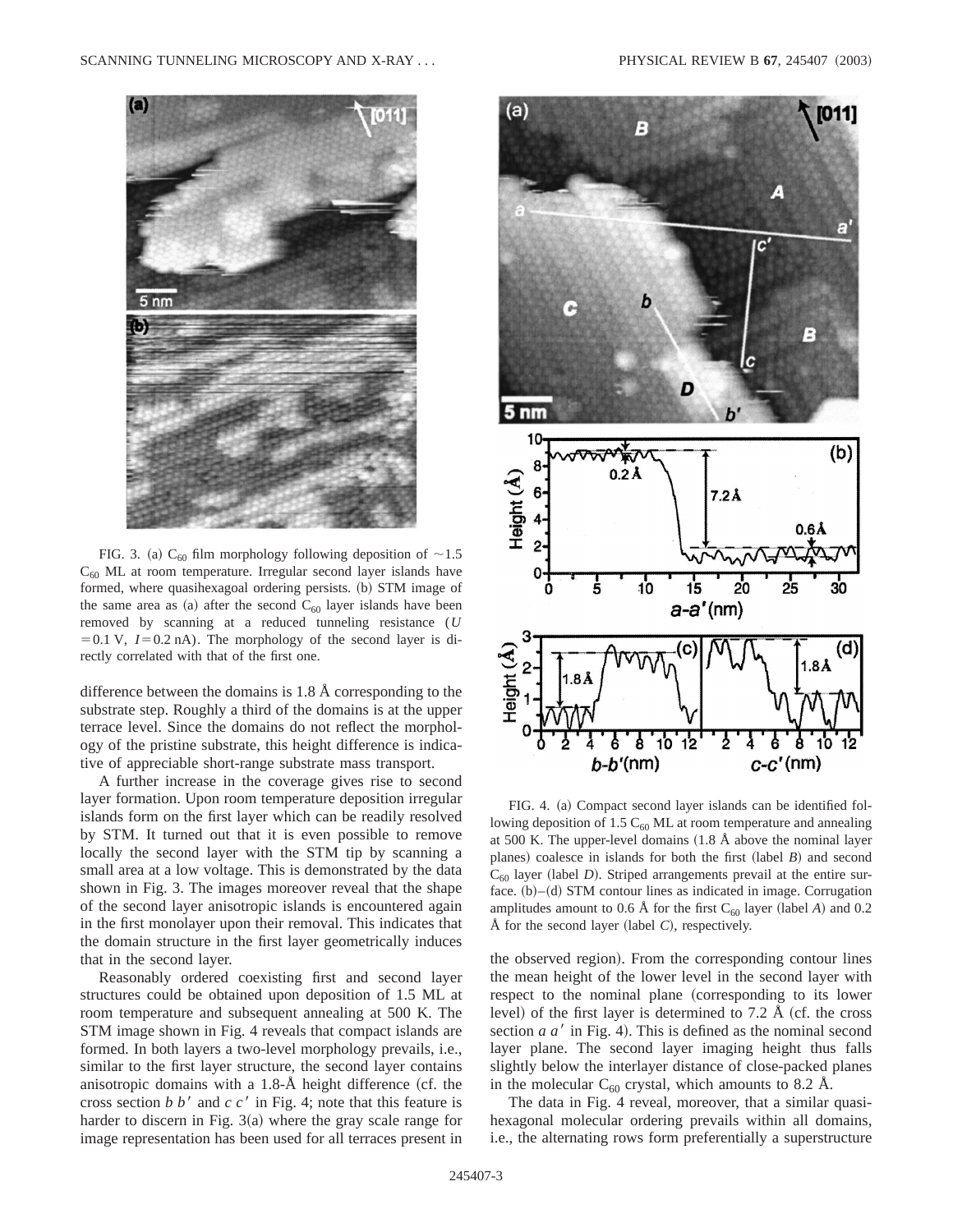FIG. 3. (a) $C_{60}$ film morphology following deposition of ~1.5 $C_{60}$ ML at room temperature. Irregular second layer islands have formed, where quasihexagoal ordering persists. (b) STM image of the same area as (a) after the second $C_{60}$ layer islands have been removed by scanning at a reduced tunneling resistance ($U = 0.1$ V, $I = 0.2$ nA). The morphology of the second layer is directly correlated with that of the first one.

difference between the domains is 1.8 Å corresponding to the substrate step. Roughly a third of the domains is at the upper terrace level. Since the domains do not reflect the morphology of the pristine substrate, this height difference is indicative of appreciable short-range substrate mass transport.

A further increase in the coverage gives rise to second layer formation. Upon room temperature deposition irregular islands form on the first layer which can be readily resolved by STM. It turned out that it is even possible to remove locally the second layer with the STM tip by scanning a small area at a low voltage. This is demonstrated by the data shown in Fig. 3. The images moreover reveal that the shape of the second layer anisotropic islands is encountered again in the first monolayer upon their removal. This indicates that the domain structure in the first layer geometrically induces that in the second layer.

Reasonably ordered coexisting first and second layer structures could be obtained upon deposition of 1.5 ML at room temperature and subsequent annealing at 500 K. The STM image shown in Fig. 4 reveals that compact islands are formed. In both layers a two-level morphology prevails, i.e., similar to the first layer structure, the second layer contains anisotropic domains with a 1.8-Å height difference (cf. the cross section $b\,b'$ and $c\,c'$ in Fig. 4; note that this feature is harder to discern in Fig. 3(a) where the gray scale range for image representation has been used for all terraces present in the observed region). From the corresponding contour lines the mean height of the lower level in the second layer with respect to the nominal plane (corresponding to its lower level) of the first layer is determined to 7.2 Å (cf. the cross section $a\,a'$ in Fig. 4). This is defined as the nominal second layer plane. The second layer imaging height thus falls slightly below the interlayer distance of close-packed planes in the molecular $C_{60}$ crystal, which amounts to 8.2 Å.

FIG. 4. (a) Compact second layer islands can be identified following deposition of 1.5 $C_{60}$ ML at room temperature and annealing at 500 K. The upper-level domains (1.8 Å above the nominal layer planes) coalesce in islands for both the first (label *B*) and second $C_{60}$ layer (label *D*). Striped arrangements prevail at the entire surface. (b)–(d) STM contour lines as indicated in image. Corrugation amplitudes amount to 0.6 Å for the first $C_{60}$ layer (label *A*) and 0.2 Å for the second layer (label *C*), respectively.

The data in Fig. 4 reveal, moreover, that a similar quasihexagonal molecular ordering prevails within all domains, i.e., the alternating rows form preferentially a superstructure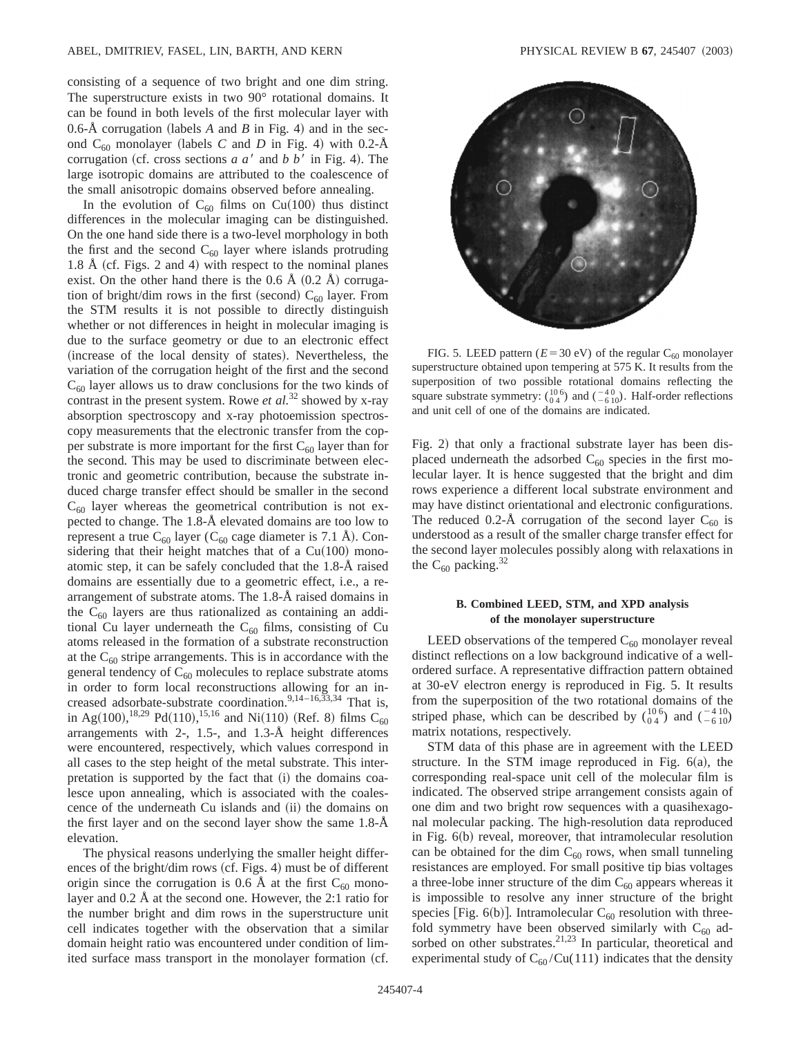consisting of a sequence of two bright and one dim string. The superstructure exists in two 90° rotational domains. It can be found in both levels of the first molecular layer with 0.6-Å corrugation (labels *A* and *B* in Fig. 4) and in the second $C_{60}$ monolayer (labels *C* and *D* in Fig. 4) with 0.2-Å corrugation (cf. cross sections *a a'* and *b b'* in Fig. 4). The large isotropic domains are attributed to the coalescence of the small anisotropic domains observed before annealing.

In the evolution of $C_{60}$ films on Cu(100) thus distinct differences in the molecular imaging can be distinguished. On the one hand side there is a two-level morphology in both the first and the second $C_{60}$ layer where islands protruding 1.8 Å (cf. Figs. 2 and 4) with respect to the nominal planes exist. On the other hand there is the 0.6 Å (0.2 Å) corrugation of bright/dim rows in the first (second) $C_{60}$ layer. From the STM results it is not possible to directly distinguish whether or not differences in height in molecular imaging is due to the surface geometry or due to an electronic effect (increase of the local density of states). Nevertheless, the variation of the corrugation height of the first and the second $C_{60}$ layer allows us to draw conclusions for the two kinds of contrast in the present system. Rowe *et al.*[32] showed by x-ray absorption spectroscopy and x-ray photoemission spectroscopy measurements that the electronic transfer from the copper substrate is more important for the first $C_{60}$ layer than for the second. This may be used to discriminate between electronic and geometric contribution, because the substrate induced charge transfer effect should be smaller in the second $C_{60}$ layer whereas the geometrical contribution is not expected to change. The 1.8-Å elevated domains are too low to represent a true $C_{60}$ layer ($C_{60}$ cage diameter is 7.1 Å). Considering that their height matches that of a Cu(100) monoatomic step, it can be safely concluded that the 1.8-Å raised domains are essentially due to a geometric effect, i.e., a rearrangement of substrate atoms. The 1.8-Å raised domains in the $C_{60}$ layers are thus rationalized as containing an additional Cu layer underneath the $C_{60}$ films, consisting of Cu atoms released in the formation of a substrate reconstruction at the $C_{60}$ stripe arrangements. This is in accordance with the general tendency of $C_{60}$ molecules to replace substrate atoms in order to form local reconstructions allowing for an increased adsorbate-substrate coordination.[9,14–16,33,34] That is, in Ag(100),[18,29] Pd(110),[15,16] and Ni(110) (Ref. 8) films $C_{60}$ arrangements with 2-, 1.5-, and 1.3-Å height differences were encountered, respectively, which values correspond in all cases to the step height of the metal substrate. This interpretation is supported by the fact that (i) the domains coalesce upon annealing, which is associated with the coalescence of the underneath Cu islands and (ii) the domains on the first layer and on the second layer show the same 1.8-Å elevation.

The physical reasons underlying the smaller height differences of the bright/dim rows (cf. Figs. 4) must be of different origin since the corrugation is 0.6 Å at the first $C_{60}$ monolayer and 0.2 Å at the second one. However, the 2:1 ratio for the number bright and dim rows in the superstructure unit cell indicates together with the observation that a similar domain height ratio was encountered under condition of limited surface mass transport in the monolayer formation (cf. Fig. 2) that only a fractional substrate layer has been displaced underneath the adsorbed $C_{60}$ species in the first molecular layer. It is hence suggested that the bright and dim rows experience a different local substrate environment and may have distinct orientational and electronic configurations. The reduced 0.2-Å corrugation of the second layer $C_{60}$ is understood as a result of the smaller charge transfer effect for the second layer molecules possibly along with relaxations in the $C_{60}$ packing.[32]

FIG. 5. LEED pattern ($E=30$ eV) of the regular $C_{60}$ monolayer superstructure obtained upon tempering at 575 K. It results from the superposition of two possible rotational domains reflecting the square substrate symmetry: $\begin{pmatrix} 10 & 6 \\ 0 & 4 \end{pmatrix}$ and $\begin{pmatrix} -4 & 0 \\ -6 & 10 \end{pmatrix}$. Half-order reflections and unit cell of one of the domains are indicated.

### B. Combined LEED, STM, and XPD analysis of the monolayer superstructure

LEED observations of the tempered $C_{60}$ monolayer reveal distinct reflections on a low background indicative of a well-ordered surface. A representative diffraction pattern obtained at 30-eV electron energy is reproduced in Fig. 5. It results from the superposition of the two rotational domains of the striped phase, which can be described by $\begin{pmatrix} 10 & 6 \\ 0 & 4 \end{pmatrix}$ and $\begin{pmatrix} -4 & 10 \\ -6 & 10 \end{pmatrix}$ matrix notations, respectively.

STM data of this phase are in agreement with the LEED structure. In the STM image reproduced in Fig. 6(a), the corresponding real-space unit cell of the molecular film is indicated. The observed stripe arrangement consists again of one dim and two bright row sequences with a quasihexagonal molecular packing. The high-resolution data reproduced in Fig. 6(b) reveal, moreover, that intramolecular resolution can be obtained for the dim $C_{60}$ rows, when small tunneling resistances are employed. For small positive tip bias voltages a three-lobe inner structure of the dim $C_{60}$ appears whereas it is impossible to resolve any inner structure of the bright species [Fig. 6(b)]. Intramolecular $C_{60}$ resolution with threefold symmetry have been observed similarly with $C_{60}$ adsorbed on other substrates.[21,23] In particular, theoretical and experimental study of $C_{60}$/Cu(111) indicates that the density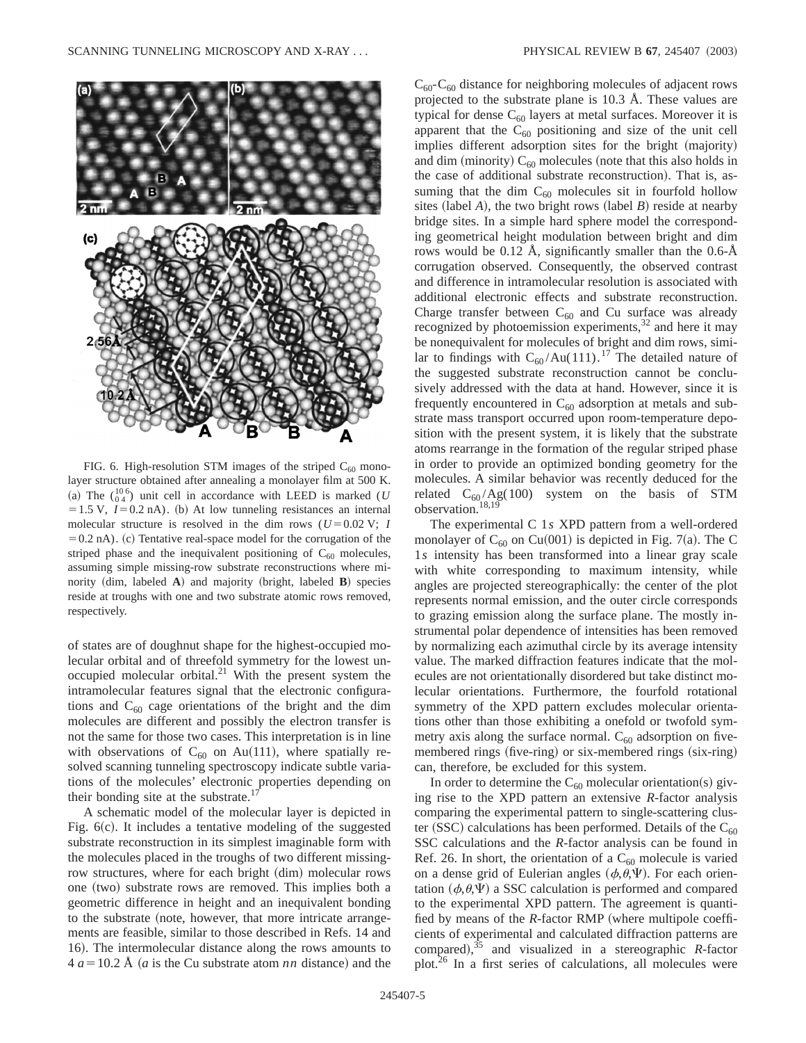FIG. 6. High-resolution STM images of the striped $C_{60}$ monolayer structure obtained after annealing a monolayer film at 500 K. (a) The $\binom{10\,6}{0\,4}$ unit cell in accordance with LEED is marked ($U = 1.5$ V, $I = 0.2$ nA). (b) At low tunneling resistances an internal molecular structure is resolved in the dim rows ($U = 0.02$ V; $I = 0.2$ nA). (c) Tentative real-space model for the corrugation of the striped phase and the inequivalent positioning of $C_{60}$ molecules, assuming simple missing-row substrate reconstructions where minority (dim, labeled **A**) and majority (bright, labeled **B**) species reside at troughs with one and two substrate atomic rows removed, respectively.

of states are of doughnut shape for the highest-occupied molecular orbital and of threefold symmetry for the lowest unoccupied molecular orbital.[21] With the present system the intramolecular features signal that the electronic configurations and $C_{60}$ cage orientations of the bright and the dim molecules are different and possibly the electron transfer is not the same for those two cases. This interpretation is in line with observations of $C_{60}$ on Au(111), where spatially resolved scanning tunneling spectroscopy indicate subtle variations of the molecules' electronic properties depending on their bonding site at the substrate.[17]

A schematic model of the molecular layer is depicted in Fig. 6(c). It includes a tentative modeling of the suggested substrate reconstruction in its simplest imaginable form with the molecules placed in the troughs of two different missing-row structures, where for each bright (dim) molecular rows one (two) substrate rows are removed. This implies both a geometric difference in height and an inequivalent bonding to the substrate (note, however, that more intricate arrangements are feasible, similar to those described in Refs. 14 and 16). The intermolecular distance along the rows amounts to $4a = 10.2$ Å ($a$ is the Cu substrate atom $nn$ distance) and the $C_{60}$-$C_{60}$ distance for neighboring molecules of adjacent rows projected to the substrate plane is 10.3 Å. These values are typical for dense $C_{60}$ layers at metal surfaces. Moreover it is apparent that the $C_{60}$ positioning and size of the unit cell implies different adsorption sites for the bright (majority) and dim (minority) $C_{60}$ molecules (note that this also holds in the case of additional substrate reconstruction). That is, assuming that the dim $C_{60}$ molecules sit in fourfold hollow sites (label $A$), the two bright rows (label $B$) reside at nearby bridge sites. In a simple hard sphere model the corresponding geometrical height modulation between bright and dim rows would be 0.12 Å, significantly smaller than the 0.6-Å corrugation observed. Consequently, the observed contrast and difference in intramolecular resolution is associated with additional electronic effects and substrate reconstruction. Charge transfer between $C_{60}$ and Cu surface was already recognized by photoemission experiments,[32] and here it may be nonequivalent for molecules of bright and dim rows, similar to findings with $C_{60}$/Au(111).[17] The detailed nature of the suggested substrate reconstruction cannot be conclusively addressed with the data at hand. However, since it is frequently encountered in $C_{60}$ adsorption at metals and substrate mass transport occurred upon room-temperature deposition with the present system, it is likely that the substrate atoms rearrange in the formation of the regular striped phase in order to provide an optimized bonding geometry for the molecules. A similar behavior was recently deduced for the related $C_{60}$/Ag(100) system on the basis of STM observation.[18,19]

The experimental C 1$s$ XPD pattern from a well-ordered monolayer of $C_{60}$ on Cu(001) is depicted in Fig. 7(a). The C 1$s$ intensity has been transformed into a linear gray scale with white corresponding to maximum intensity, while angles are projected stereographically: the center of the plot represents normal emission, and the outer circle corresponds to grazing emission along the surface plane. The mostly instrumental polar dependence of intensities has been removed by normalizing each azimuthal circle by its average intensity value. The marked diffraction features indicate that the molecules are not orientationally disordered but take distinct molecular orientations. Furthermore, the fourfold rotational symmetry of the XPD pattern excludes molecular orientations other than those exhibiting a onefold or twofold symmetry axis along the surface normal. $C_{60}$ adsorption on five-membered rings (five-ring) or six-membered rings (six-ring) can, therefore, be excluded for this system.

In order to determine the $C_{60}$ molecular orientation(s) giving rise to the XPD pattern an extensive $R$-factor analysis comparing the experimental pattern to single-scattering cluster (SSC) calculations has been performed. Details of the $C_{60}$ SSC calculations and the $R$-factor analysis can be found in Ref. 26. In short, the orientation of a $C_{60}$ molecule is varied on a dense grid of Eulerian angles ($\phi,\theta,\Psi$). For each orientation ($\phi,\theta,\Psi$) a SSC calculation is performed and compared to the experimental XPD pattern. The agreement is quantified by means of the $R$-factor RMP (where multipole coefficients of experimental and calculated diffraction patterns are compared),[35] and visualized in a stereographic $R$-factor plot.[26] In a first series of calculations, all molecules were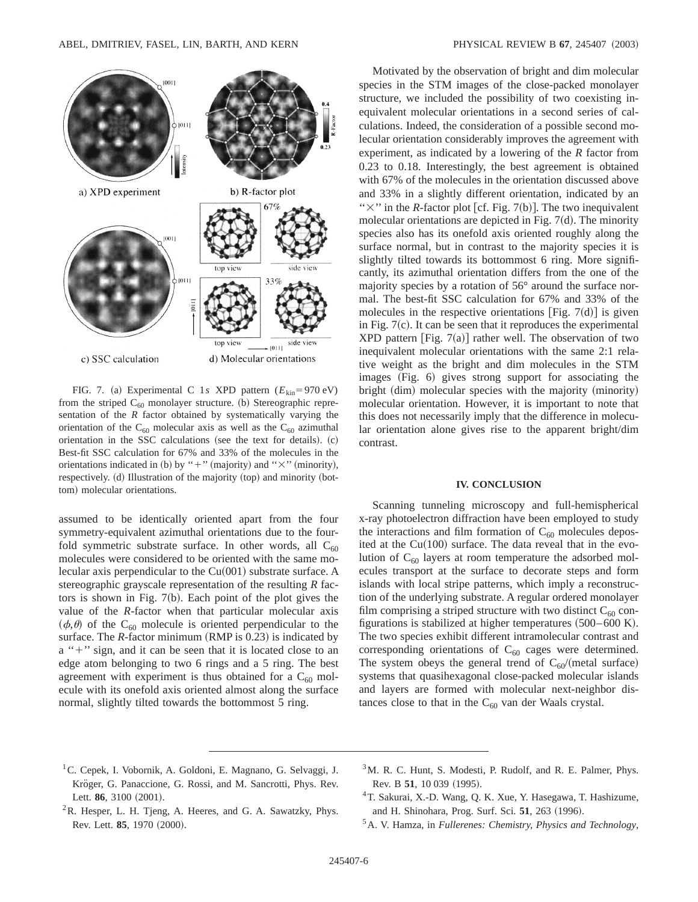FIG. 7. (a) Experimental C 1*s* XPD pattern ($E_{kin}$ = 970 eV) from the striped $C_{60}$ monolayer structure. (b) Stereographic representation of the *R* factor obtained by systematically varying the orientation of the $C_{60}$ molecular axis as well as the $C_{60}$ azimuthal orientation in the SSC calculations (see the text for details). (c) Best-fit SSC calculation for 67% and 33% of the molecules in the orientations indicated in (b) by "+" (majority) and "×" (minority), respectively. (d) Illustration of the majority (top) and minority (bottom) molecular orientations.

assumed to be identically oriented apart from the four symmetry-equivalent azimuthal orientations due to the fourfold symmetric substrate surface. In other words, all $C_{60}$ molecules were considered to be oriented with the same molecular axis perpendicular to the Cu(001) substrate surface. A stereographic grayscale representation of the resulting *R* factors is shown in Fig. 7(b). Each point of the plot gives the value of the *R*-factor when that particular molecular axis ($\phi,\theta$) of the $C_{60}$ molecule is oriented perpendicular to the surface. The *R*-factor minimum (RMP is 0.23) is indicated by a "+" sign, and it can be seen that it is located close to an edge atom belonging to two 6 rings and a 5 ring. The best agreement with experiment is thus obtained for a $C_{60}$ molecule with its onefold axis oriented almost along the surface normal, slightly tilted towards the bottommost 5 ring.

Motivated by the observation of bright and dim molecular species in the STM images of the close-packed monolayer structure, we included the possibility of two coexisting inequivalent molecular orientations in a second series of calculations. Indeed, the consideration of a possible second molecular orientation considerably improves the agreement with experiment, as indicated by a lowering of the *R* factor from 0.23 to 0.18. Interestingly, the best agreement is obtained with 67% of the molecules in the orientation discussed above and 33% in a slightly different orientation, indicated by an "×" in the *R*-factor plot [cf. Fig. 7(b)]. The two inequivalent molecular orientations are depicted in Fig. 7(d). The minority species also has its onefold axis oriented roughly along the surface normal, but in contrast to the majority species it is slightly tilted towards its bottommost 6 ring. More significantly, its azimuthal orientation differs from the one of the majority species by a rotation of 56° around the surface normal. The best-fit SSC calculation for 67% and 33% of the molecules in the respective orientations [Fig. 7(d)] is given in Fig. 7(c). It can be seen that it reproduces the experimental XPD pattern [Fig. 7(a)] rather well. The observation of two inequivalent molecular orientations with the same 2:1 relative weight as the bright and dim molecules in the STM images (Fig. 6) gives strong support for associating the bright (dim) molecular species with the majority (minority) molecular orientation. However, it is important to note that this does not necessarily imply that the difference in molecular orientation alone gives rise to the apparent bright/dim contrast.

## IV. CONCLUSION

Scanning tunneling microscopy and full-hemispherical x-ray photoelectron diffraction have been employed to study the interactions and film formation of $C_{60}$ molecules deposited at the Cu(100) surface. The data reveal that in the evolution of $C_{60}$ layers at room temperature the adsorbed molecules transport at the surface to decorate steps and form islands with local stripe patterns, which imply a reconstruction of the underlying substrate. A regular ordered monolayer film comprising a striped structure with two distinct $C_{60}$ configurations is stabilized at higher temperatures (500–600 K). The two species exhibit different intramolecular contrast and corresponding orientations of $C_{60}$ cages were determined. The system obeys the general trend of $C_{60}$/(metal surface) systems that quasihexagonal close-packed molecular islands and layers are formed with molecular next-neighbor distances close to that in the $C_{60}$ van der Waals crystal.

---

[1] C. Cepek, I. Vobornik, A. Goldoni, E. Magnano, G. Selvaggi, J. Kröger, G. Panaccione, G. Rossi, and M. Sancrotti, Phys. Rev. Lett. **86**, 3100 (2001).

[2] R. Hesper, L. H. Tjeng, A. Heeres, and G. A. Sawatzky, Phys. Rev. Lett. **85**, 1970 (2000).

[3] M. R. C. Hunt, S. Modesti, P. Rudolf, and R. E. Palmer, Phys. Rev. B **51**, 10 039 (1995).

[4] T. Sakurai, X.-D. Wang, Q. K. Xue, Y. Hasegawa, T. Hashizume, and H. Shinohara, Prog. Surf. Sci. **51**, 263 (1996).

[5] A. V. Hamza, in *Fullerenes: Chemistry, Physics and Technology*,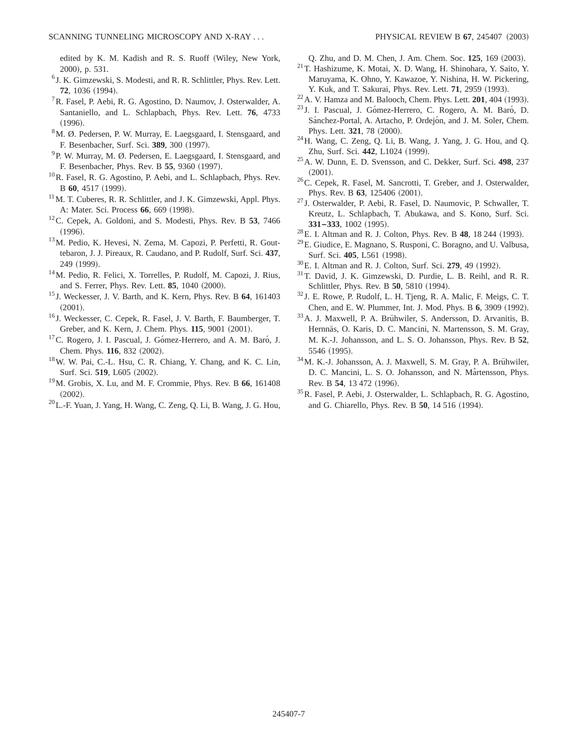edited by K. M. Kadish and R. S. Ruoff (Wiley, New York, 2000), p. 531.

[6] J. K. Gimzewski, S. Modesti, and R. R. Schlittler, Phys. Rev. Lett. **72**, 1036 (1994).

[7] R. Fasel, P. Aebi, R. G. Agostino, D. Naumov, J. Osterwalder, A. Santaniello, and L. Schlapbach, Phys. Rev. Lett. **76**, 4733 (1996).

[8] M. Ø. Pedersen, P. W. Murray, E. Laegsgaard, I. Stensgaard, and F. Besenbacher, Surf. Sci. **389**, 300 (1997).

[9] P. W. Murray, M. Ø. Pedersen, E. Laegsgaard, I. Stensgaard, and F. Besenbacher, Phys. Rev. B **55**, 9360 (1997).

[10] R. Fasel, R. G. Agostino, P. Aebi, and L. Schlapbach, Phys. Rev. B **60**, 4517 (1999).

[11] M. T. Cuberes, R. R. Schlittler, and J. K. Gimzewski, Appl. Phys. A: Mater. Sci. Process **66**, 669 (1998).

[12] C. Cepek, A. Goldoni, and S. Modesti, Phys. Rev. B **53**, 7466 (1996).

[13] M. Pedio, K. Hevesi, N. Zema, M. Capozi, P. Perfetti, R. Gouttebaron, J. J. Pireaux, R. Caudano, and P. Rudolf, Surf. Sci. **437**, 249 (1999).

[14] M. Pedio, R. Felici, X. Torrelles, P. Rudolf, M. Capozi, J. Rius, and S. Ferrer, Phys. Rev. Lett. **85**, 1040 (2000).

[15] J. Weckesser, J. V. Barth, and K. Kern, Phys. Rev. B **64**, 161403 (2001).

[16] J. Weckesser, C. Cepek, R. Fasel, J. V. Barth, F. Baumberger, T. Greber, and K. Kern, J. Chem. Phys. **115**, 9001 (2001).

[17] C. Rogero, J. I. Pascual, J. Gómez-Herrero, and A. M. Baró, J. Chem. Phys. **116**, 832 (2002).

[18] W. W. Pai, C.-L. Hsu, C. R. Chiang, Y. Chang, and K. C. Lin, Surf. Sci. **519**, L605 (2002).

[19] M. Grobis, X. Lu, and M. F. Crommie, Phys. Rev. B **66**, 161408 (2002).

[20] L.-F. Yuan, J. Yang, H. Wang, C. Zeng, Q. Li, B. Wang, J. G. Hou, Q. Zhu, and D. M. Chen, J. Am. Chem. Soc. **125**, 169 (2003).

[21] T. Hashizume, K. Motai, X. D. Wang, H. Shinohara, Y. Saito, Y. Maruyama, K. Ohno, Y. Kawazoe, Y. Nishina, H. W. Pickering, Y. Kuk, and T. Sakurai, Phys. Rev. Lett. **71**, 2959 (1993).

[22] A. V. Hamza and M. Balooch, Chem. Phys. Lett. **201**, 404 (1993).

[23] J. I. Pascual, J. Gómez-Herrero, C. Rogero, A. M. Baró, D. Sánchez-Portal, A. Artacho, P. Ordejón, and J. M. Soler, Chem. Phys. Lett. **321**, 78 (2000).

[24] H. Wang, C. Zeng, Q. Li, B. Wang, J. Yang, J. G. Hou, and Q. Zhu, Surf. Sci. **442**, L1024 (1999).

[25] A. W. Dunn, E. D. Svensson, and C. Dekker, Surf. Sci. **498**, 237 (2001).

[26] C. Cepek, R. Fasel, M. Sancrotti, T. Greber, and J. Osterwalder, Phys. Rev. B **63**, 125406 (2001).

[27] J. Osterwalder, P. Aebi, R. Fasel, D. Naumovic, P. Schwaller, T. Kreutz, L. Schlapbach, T. Abukawa, and S. Kono, Surf. Sci. **331–333**, 1002 (1995).

[28] E. I. Altman and R. J. Colton, Phys. Rev. B **48**, 18 244 (1993).

[29] E. Giudice, E. Magnano, S. Rusponi, C. Boragno, and U. Valbusa, Surf. Sci. **405**, L561 (1998).

[30] E. I. Altman and R. J. Colton, Surf. Sci. **279**, 49 (1992).

[31] T. David, J. K. Gimzewski, D. Purdie, L. B. Reihl, and R. R. Schlittler, Phys. Rev. B **50**, 5810 (1994).

[32] J. E. Rowe, P. Rudolf, L. H. Tjeng, R. A. Malic, F. Meigs, C. T. Chen, and E. W. Plummer, Int. J. Mod. Phys. B **6**, 3909 (1992).

[33] A. J. Maxwell, P. A. Brühwiler, S. Andersson, D. Arvanitis, B. Hernnäs, O. Karis, D. C. Mancini, N. Martensson, S. M. Gray, M. K.-J. Johansson, and L. S. O. Johansson, Phys. Rev. B **52**, 5546 (1995).

[34] M. K.-J. Johansson, A. J. Maxwell, S. M. Gray, P. A. Brühwiler, D. C. Mancini, L. S. O. Johansson, and N. Mårtensson, Phys. Rev. B **54**, 13 472 (1996).

[35] R. Fasel, P. Aebi, J. Osterwalder, L. Schlapbach, R. G. Agostino, and G. Chiarello, Phys. Rev. B **50**, 14 516 (1994).